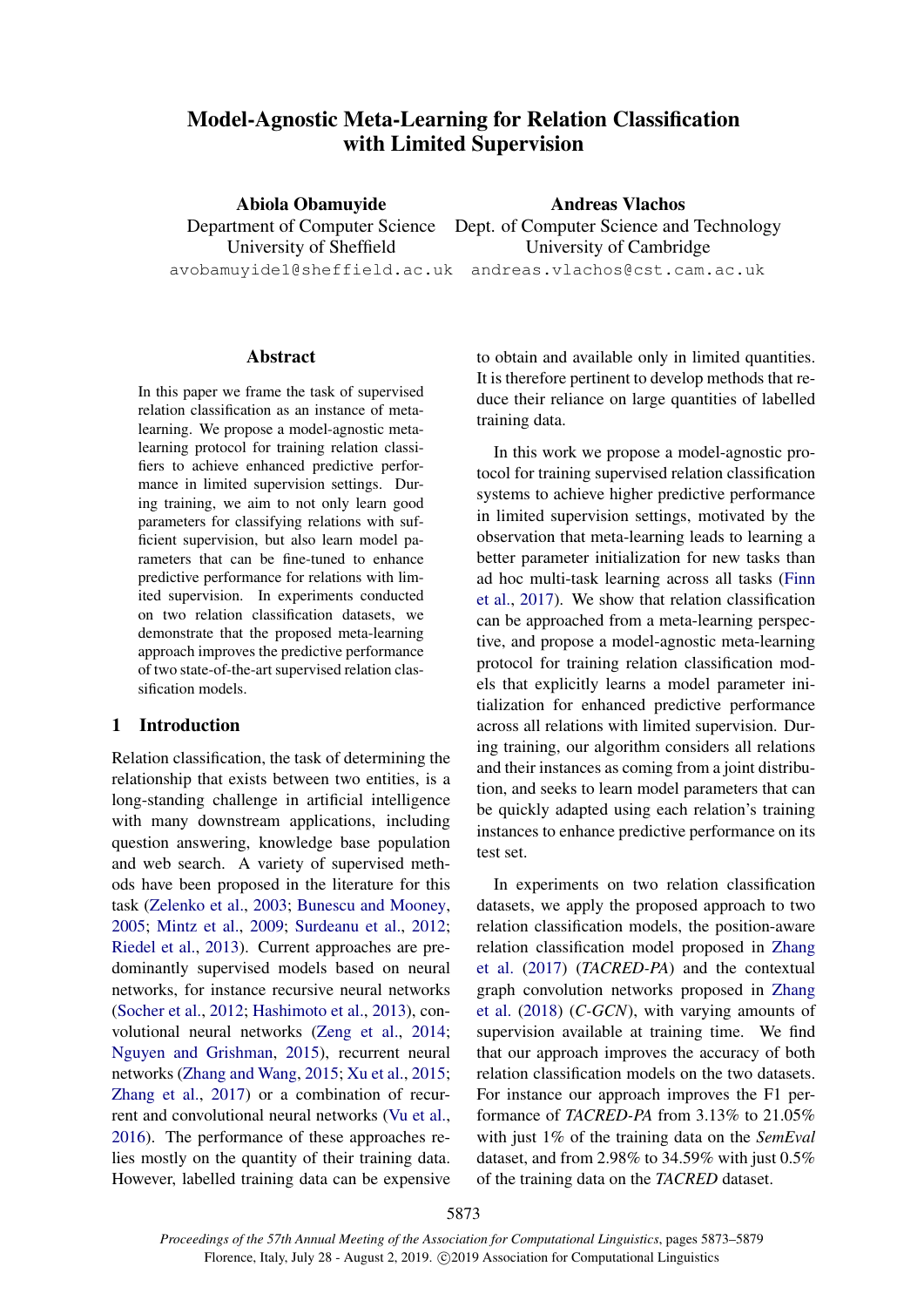# Model-Agnostic Meta-Learning for Relation Classification with Limited Supervision

**Abiola Obamuyide**
Department of Computer Science
University of Sheffield
avobamuyide1@sheffield.ac.uk

**Andreas Vlachos**
Dept. of Computer Science and Technology
University of Cambridge
andreas.vlachos@cst.cam.ac.uk

## Abstract

In this paper we frame the task of supervised relation classification as an instance of meta-learning. We propose a model-agnostic meta-learning protocol for training relation classifiers to achieve enhanced predictive performance in limited supervision settings. During training, we aim to not only learn good parameters for classifying relations with sufficient supervision, but also learn model parameters that can be fine-tuned to enhance predictive performance for relations with limited supervision. In experiments conducted on two relation classification datasets, we demonstrate that the proposed meta-learning approach improves the predictive performance of two state-of-the-art supervised relation classification models.

## 1 Introduction

Relation classification, the task of determining the relationship that exists between two entities, is a long-standing challenge in artificial intelligence with many downstream applications, including question answering, knowledge base population and web search. A variety of supervised methods have been proposed in the literature for this task (Zelenko et al., 2003; Bunescu and Mooney, 2005; Mintz et al., 2009; Surdeanu et al., 2012; Riedel et al., 2013). Current approaches are predominantly supervised models based on neural networks, for instance recursive neural networks (Socher et al., 2012; Hashimoto et al., 2013), convolutional neural networks (Zeng et al., 2014; Nguyen and Grishman, 2015), recurrent neural networks (Zhang and Wang, 2015; Xu et al., 2015; Zhang et al., 2017) or a combination of recurrent and convolutional neural networks (Vu et al., 2016). The performance of these approaches relies mostly on the quantity of their training data. However, labelled training data can be expensive to obtain and available only in limited quantities. It is therefore pertinent to develop methods that reduce their reliance on large quantities of labelled training data.

In this work we propose a model-agnostic protocol for training supervised relation classification systems to achieve higher predictive performance in limited supervision settings, motivated by the observation that meta-learning leads to learning a better parameter initialization for new tasks than ad hoc multi-task learning across all tasks (Finn et al., 2017). We show that relation classification can be approached from a meta-learning perspective, and propose a model-agnostic meta-learning protocol for training relation classification models that explicitly learns a model parameter initialization for enhanced predictive performance across all relations with limited supervision. During training, our algorithm considers all relations and their instances as coming from a joint distribution, and seeks to learn model parameters that can be quickly adapted using each relation's training instances to enhance predictive performance on its test set.

In experiments on two relation classification datasets, we apply the proposed approach to two relation classification models, the position-aware relation classification model proposed in Zhang et al. (2017) (*TACRED-PA*) and the contextual graph convolution networks proposed in Zhang et al. (2018) (*C-GCN*), with varying amounts of supervision available at training time. We find that our approach improves the accuracy of both relation classification models on the two datasets. For instance our approach improves the F1 performance of *TACRED-PA* from 3.13% to 21.05% with just 1% of the training data on the *SemEval* dataset, and from 2.98% to 34.59% with just 0.5% of the training data on the *TACRED* dataset.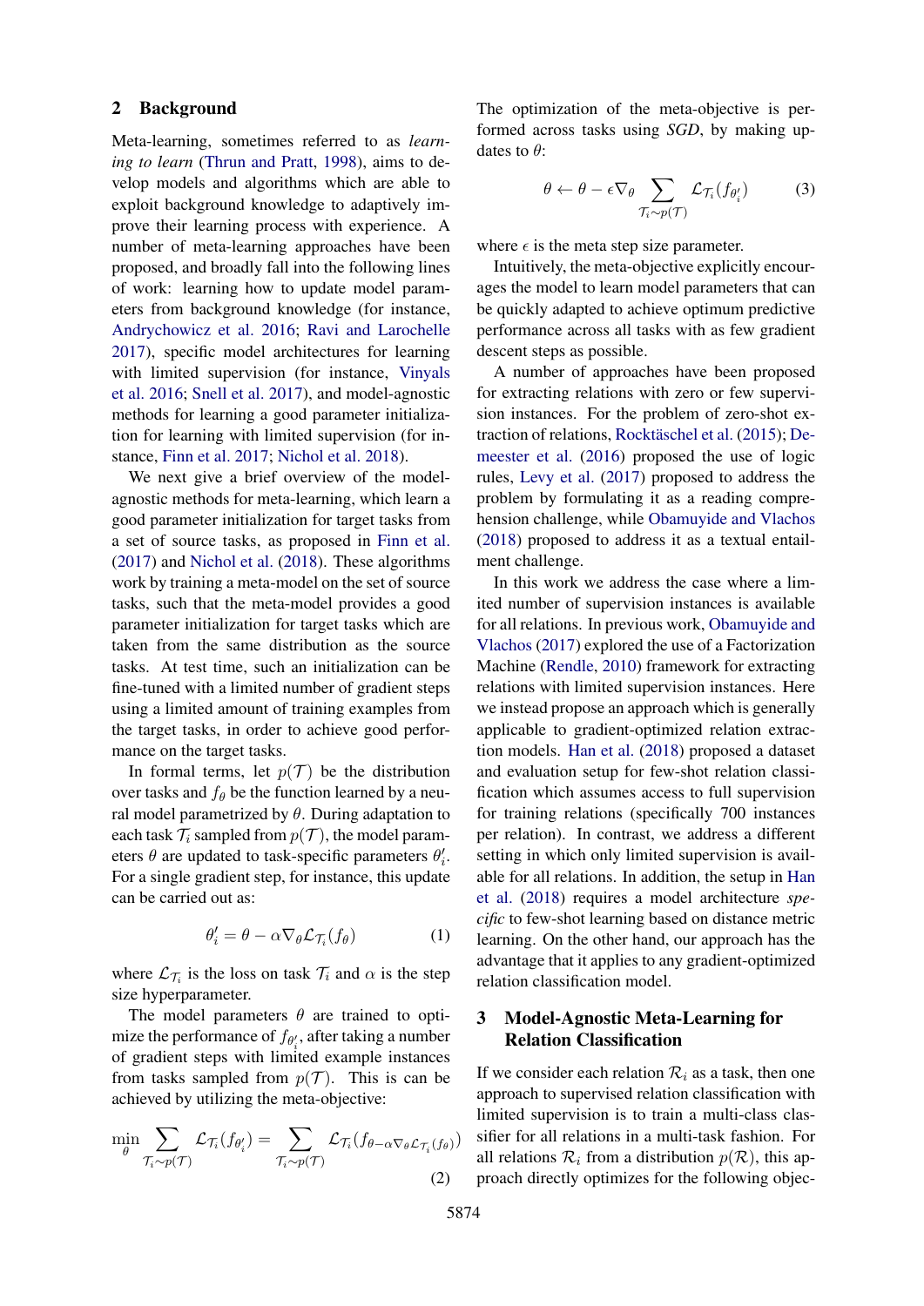## 2 Background

Meta-learning, sometimes referred to as *learning to learn* (Thrun and Pratt, 1998), aims to develop models and algorithms which are able to exploit background knowledge to adaptively improve their learning process with experience. A number of meta-learning approaches have been proposed, and broadly fall into the following lines of work: learning how to update model parameters from background knowledge (for instance, Andrychowicz et al. 2016; Ravi and Larochelle 2017), specific model architectures for learning with limited supervision (for instance, Vinyals et al. 2016; Snell et al. 2017), and model-agnostic methods for learning a good parameter initialization for learning with limited supervision (for instance, Finn et al. 2017; Nichol et al. 2018).

We next give a brief overview of the model-agnostic methods for meta-learning, which learn a good parameter initialization for target tasks from a set of source tasks, as proposed in Finn et al. (2017) and Nichol et al. (2018). These algorithms work by training a meta-model on the set of source tasks, such that the meta-model provides a good parameter initialization for target tasks which are taken from the same distribution as the source tasks. At test time, such an initialization can be fine-tuned with a limited number of gradient steps using a limited amount of training examples from the target tasks, in order to achieve good performance on the target tasks.

In formal terms, let $p(\mathcal{T})$ be the distribution over tasks and $f_\theta$ be the function learned by a neural model parametrized by $\theta$. During adaptation to each task $\mathcal{T}_i$ sampled from $p(\mathcal{T})$, the model parameters $\theta$ are updated to task-specific parameters $\theta'_i$. For a single gradient step, for instance, this update can be carried out as:

$$\theta'_i = \theta - \alpha \nabla_\theta \mathcal{L}_{\mathcal{T}_i}(f_\theta) \tag{1}$$

where $\mathcal{L}_{\mathcal{T}_i}$ is the loss on task $\mathcal{T}_i$ and $\alpha$ is the step size hyperparameter.

The model parameters $\theta$ are trained to optimize the performance of $f_{\theta'_i}$ after taking a number of gradient steps with limited example instances from tasks sampled from $p(\mathcal{T})$. This is can be achieved by utilizing the meta-objective:

$$\min_\theta \sum_{\mathcal{T}_i \sim p(\mathcal{T})} \mathcal{L}_{\mathcal{T}_i}(f_{\theta'_i}) = \sum_{\mathcal{T}_i \sim p(\mathcal{T})} \mathcal{L}_{\mathcal{T}_i}(f_{\theta - \alpha \nabla_\theta \mathcal{L}_{\mathcal{T}_i}(f_\theta)}) \tag{2}$$

The optimization of the meta-objective is performed across tasks using *SGD*, by making updates to $\theta$:

$$\theta \leftarrow \theta - \epsilon \nabla_\theta \sum_{\mathcal{T}_i \sim p(\mathcal{T})} \mathcal{L}_{\mathcal{T}_i}(f_{\theta'_i}) \tag{3}$$

where $\epsilon$ is the meta step size parameter.

Intuitively, the meta-objective explicitly encourages the model to learn model parameters that can be quickly adapted to achieve optimum predictive performance across all tasks with as few gradient descent steps as possible.

A number of approaches have been proposed for extracting relations with zero or few supervision instances. For the problem of zero-shot extraction of relations, Rocktäschel et al. (2015); Demeester et al. (2016) proposed the use of logic rules, Levy et al. (2017) proposed to address the problem by formulating it as a reading comprehension challenge, while Obamuyide and Vlachos (2018) proposed to address it as a textual entailment challenge.

In this work we address the case where a limited number of supervision instances is available for all relations. In previous work, Obamuyide and Vlachos (2017) explored the use of a Factorization Machine (Rendle, 2010) framework for extracting relations with limited supervision instances. Here we instead propose an approach which is generally applicable to gradient-optimized relation extraction models. Han et al. (2018) proposed a dataset and evaluation setup for few-shot relation classification which assumes access to full supervision for training relations (specifically 700 instances per relation). In contrast, we address a different setting in which only limited supervision is available for all relations. In addition, the setup in Han et al. (2018) requires a model architecture *specific* to few-shot learning based on distance metric learning. On the other hand, our approach has the advantage that it applies to any gradient-optimized relation classification model.

## 3 Model-Agnostic Meta-Learning for Relation Classification

If we consider each relation $\mathcal{R}_i$ as a task, then one approach to supervised relation classification with limited supervision is to train a multi-class classifier for all relations in a multi-task fashion. For all relations $\mathcal{R}_i$ from a distribution $p(\mathcal{R})$, this approach directly optimizes for the following objec-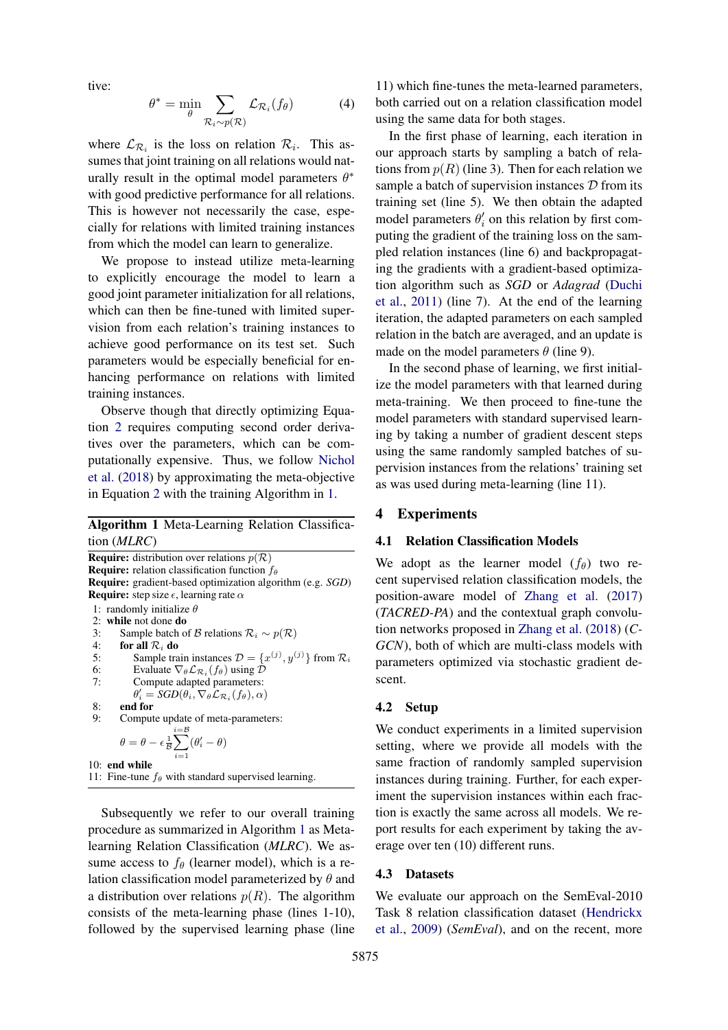tive:

$$\theta^* = \min_{\theta} \sum_{\mathcal{R}_i \sim p(\mathcal{R})} \mathcal{L}_{\mathcal{R}_i}(f_\theta) \quad (4)$$

where $\mathcal{L}_{\mathcal{R}_i}$ is the loss on relation $\mathcal{R}_i$. This assumes that joint training on all relations would naturally result in the optimal model parameters $\theta^*$ with good predictive performance for all relations. This is however not necessarily the case, especially for relations with limited training instances from which the model can learn to generalize.

We propose to instead utilize meta-learning to explicitly encourage the model to learn a good joint parameter initialization for all relations, which can then be fine-tuned with limited supervision from each relation's training instances to achieve good performance on its test set. Such parameters would be especially beneficial for enhancing performance on relations with limited training instances.

Observe though that directly optimizing Equation 2 requires computing second order derivatives over the parameters, which can be computationally expensive. Thus, we follow Nichol et al. (2018) by approximating the meta-objective in Equation 2 with the training Algorithm in 1.

**Algorithm 1** Meta-Learning Relation Classification (*MLRC*)

**Require:** distribution over relations $p(\mathcal{R})$
**Require:** relation classification function $f_\theta$
**Require:** gradient-based optimization algorithm (e.g. *SGD*)
**Require:** step size $\epsilon$, learning rate $\alpha$

1: randomly initialize $\theta$
2: **while** not done **do**
3: Sample batch of $\mathcal{B}$ relations $\mathcal{R}_i \sim p(\mathcal{R})$
4: **for all** $\mathcal{R}_i$ **do**
5: Sample train instances $\mathcal{D} = \{x^{(j)}, y^{(j)}\}$ from $\mathcal{R}_i$
6: Evaluate $\nabla_\theta \mathcal{L}_{\mathcal{R}_i}(f_\theta)$ using $\mathcal{D}$
7: Compute adapted parameters: $\theta'_i = SGD(\theta_i, \nabla_\theta \mathcal{L}_{\mathcal{R}_i}(f_\theta), \alpha)$
8: **end for**
9: Compute update of meta-parameters: $\theta = \theta - \epsilon \frac{1}{\mathcal{B}} \sum_{i=1}^{i=\mathcal{B}} (\theta'_i - \theta)$
10: **end while**
11: Fine-tune $f_\theta$ with standard supervised learning.

Subsequently we refer to our overall training procedure as summarized in Algorithm 1 as Meta-learning Relation Classification (*MLRC*). We assume access to $f_\theta$ (learner model), which is a relation classification model parameterized by $\theta$ and a distribution over relations $p(R)$. The algorithm consists of the meta-learning phase (lines 1-10), followed by the supervised learning phase (line 11) which fine-tunes the meta-learned parameters, both carried out on a relation classification model using the same data for both stages.

In the first phase of learning, each iteration in our approach starts by sampling a batch of relations from $p(R)$ (line 3). Then for each relation we sample a batch of supervision instances $\mathcal{D}$ from its training set (line 5). We then obtain the adapted model parameters $\theta'_i$ on this relation by first computing the gradient of the training loss on the sampled relation instances (line 6) and backpropagating the gradients with a gradient-based optimization algorithm such as *SGD* or *Adagrad* (Duchi et al., 2011) (line 7). At the end of the learning iteration, the adapted parameters on each sampled relation in the batch are averaged, and an update is made on the model parameters $\theta$ (line 9).

In the second phase of learning, we first initialize the model parameters with that learned during meta-training. We then proceed to fine-tune the model parameters with standard supervised learning by taking a number of gradient descent steps using the same randomly sampled batches of supervision instances from the relations' training set as was used during meta-learning (line 11).

## 4 Experiments

### 4.1 Relation Classification Models

We adopt as the learner model ($f_\theta$) two recent supervised relation classification models, the position-aware model of Zhang et al. (2017) (*TACRED-PA*) and the contextual graph convolution networks proposed in Zhang et al. (2018) (*C-GCN*), both of which are multi-class models with parameters optimized via stochastic gradient descent.

### 4.2 Setup

We conduct experiments in a limited supervision setting, where we provide all models with the same fraction of randomly sampled supervision instances during training. Further, for each experiment the supervision instances within each fraction is exactly the same across all models. We report results for each experiment by taking the average over ten (10) different runs.

### 4.3 Datasets

We evaluate our approach on the SemEval-2010 Task 8 relation classification dataset (Hendrickx et al., 2009) (*SemEval*), and on the recent, more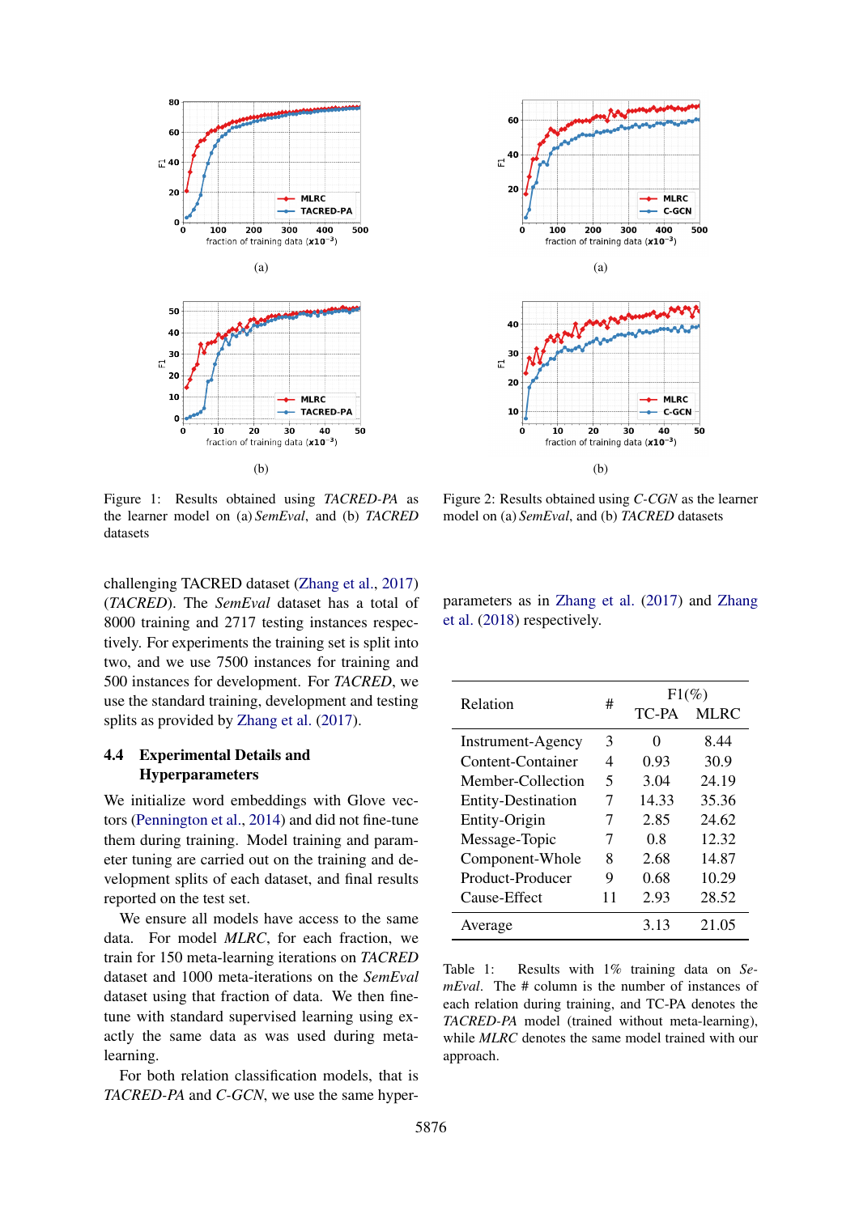Figure 1: Results obtained using *TACRED-PA* as the learner model on (a) *SemEval*, and (b) *TACRED* datasets

Figure 2: Results obtained using *C-CGN* as the learner model on (a) *SemEval*, and (b) *TACRED* datasets

challenging TACRED dataset (Zhang et al., 2017) (*TACRED*). The *SemEval* dataset has a total of 8000 training and 2717 testing instances respectively. For experiments the training set is split into two, and we use 7500 instances for training and 500 instances for development. For *TACRED*, we use the standard training, development and testing splits as provided by Zhang et al. (2017).

### 4.4 Experimental Details and Hyperparameters

We initialize word embeddings with Glove vectors (Pennington et al., 2014) and did not fine-tune them during training. Model training and parameter tuning are carried out on the training and development splits of each dataset, and final results reported on the test set.

We ensure all models have access to the same data. For model *MLRC*, for each fraction, we train for 150 meta-learning iterations on *TACRED* dataset and 1000 meta-iterations on the *SemEval* dataset using that fraction of data. We then fine-tune with standard supervised learning using exactly the same data as was used during meta-learning.

For both relation classification models, that is *TACRED-PA* and *C-GCN*, we use the same hyper-parameters as in Zhang et al. (2017) and Zhang et al. (2018) respectively.

| Relation | # | F1(%) | |
|---|---|---|---|
| | | TC-PA | MLRC |
| Instrument-Agency | 3 | 0 | 8.44 |
| Content-Container | 4 | 0.93 | 30.9 |
| Member-Collection | 5 | 3.04 | 24.19 |
| Entity-Destination | 7 | 14.33 | 35.36 |
| Entity-Origin | 7 | 2.85 | 24.62 |
| Message-Topic | 7 | 0.8 | 12.32 |
| Component-Whole | 8 | 2.68 | 14.87 |
| Product-Producer | 9 | 0.68 | 10.29 |
| Cause-Effect | 11 | 2.93 | 28.52 |
| Average | | 3.13 | 21.05 |

Table 1: Results with 1% training data on *SemEval*. The # column is the number of instances of each relation during training, and TC-PA denotes the *TACRED-PA* model (trained without meta-learning), while *MLRC* denotes the same model trained with our approach.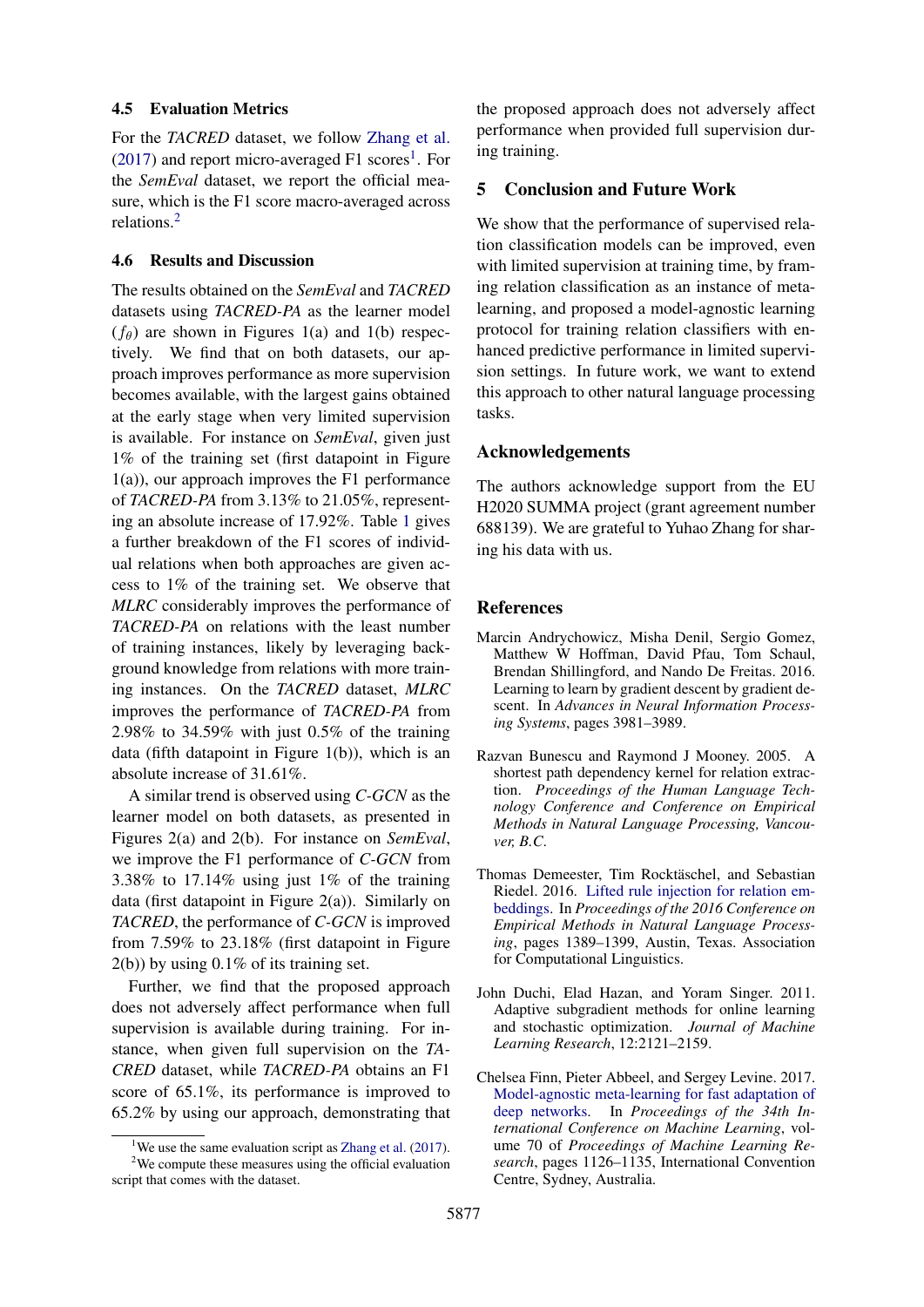### 4.5 Evaluation Metrics

For the *TACRED* dataset, we follow Zhang et al. (2017) and report micro-averaged F1 scores[1]. For the *SemEval* dataset, we report the official measure, which is the F1 score macro-averaged across relations.[2]

### 4.6 Results and Discussion

The results obtained on the *SemEval* and *TACRED* datasets using *TACRED-PA* as the learner model ($f_\theta$) are shown in Figures 1(a) and 1(b) respectively. We find that on both datasets, our approach improves performance as more supervision becomes available, with the largest gains obtained at the early stage when very limited supervision is available. For instance on *SemEval*, given just 1% of the training set (first datapoint in Figure 1(a)), our approach improves the F1 performance of *TACRED-PA* from 3.13% to 21.05%, representing an absolute increase of 17.92%. Table 1 gives a further breakdown of the F1 scores of individual relations when both approaches are given access to 1% of the training set. We observe that *MLRC* considerably improves the performance of *TACRED-PA* on relations with the least number of training instances, likely by leveraging background knowledge from relations with more training instances. On the *TACRED* dataset, *MLRC* improves the performance of *TACRED-PA* from 2.98% to 34.59% with just 0.5% of the training data (fifth datapoint in Figure 1(b)), which is an absolute increase of 31.61%.

A similar trend is observed using *C-GCN* as the learner model on both datasets, as presented in Figures 2(a) and 2(b). For instance on *SemEval*, we improve the F1 performance of *C-GCN* from 3.38% to 17.14% using just 1% of the training data (first datapoint in Figure 2(a)). Similarly on *TACRED*, the performance of *C-GCN* is improved from 7.59% to 23.18% (first datapoint in Figure 2(b)) by using 0.1% of its training set.

Further, we find that the proposed approach does not adversely affect performance when full supervision is available during training. For instance, when given full supervision on the *TACRED* dataset, while *TACRED-PA* obtains an F1 score of 65.1%, its performance is improved to 65.2% by using our approach, demonstrating that the proposed approach does not adversely affect performance when provided full supervision during training.

[1] We use the same evaluation script as Zhang et al. (2017).

[2] We compute these measures using the official evaluation script that comes with the dataset.

## 5 Conclusion and Future Work

We show that the performance of supervised relation classification models can be improved, even with limited supervision at training time, by framing relation classification as an instance of meta-learning, and proposed a model-agnostic learning protocol for training relation classifiers with enhanced predictive performance in limited supervision settings. In future work, we want to extend this approach to other natural language processing tasks.

## Acknowledgements

The authors acknowledge support from the EU H2020 SUMMA project (grant agreement number 688139). We are grateful to Yuhao Zhang for sharing his data with us.

## References

Marcin Andrychowicz, Misha Denil, Sergio Gomez, Matthew W Hoffman, David Pfau, Tom Schaul, Brendan Shillingford, and Nando De Freitas. 2016. Learning to learn by gradient descent by gradient descent. In *Advances in Neural Information Processing Systems*, pages 3981–3989.

Razvan Bunescu and Raymond J Mooney. 2005. A shortest path dependency kernel for relation extraction. *Proceedings of the Human Language Technology Conference and Conference on Empirical Methods in Natural Language Processing, Vancouver, B.C.*

Thomas Demeester, Tim Rocktäschel, and Sebastian Riedel. 2016. Lifted rule injection for relation embeddings. In *Proceedings of the 2016 Conference on Empirical Methods in Natural Language Processing*, pages 1389–1399, Austin, Texas. Association for Computational Linguistics.

John Duchi, Elad Hazan, and Yoram Singer. 2011. Adaptive subgradient methods for online learning and stochastic optimization. *Journal of Machine Learning Research*, 12:2121–2159.

Chelsea Finn, Pieter Abbeel, and Sergey Levine. 2017. Model-agnostic meta-learning for fast adaptation of deep networks. In *Proceedings of the 34th International Conference on Machine Learning*, volume 70 of *Proceedings of Machine Learning Research*, pages 1126–1135, International Convention Centre, Sydney, Australia.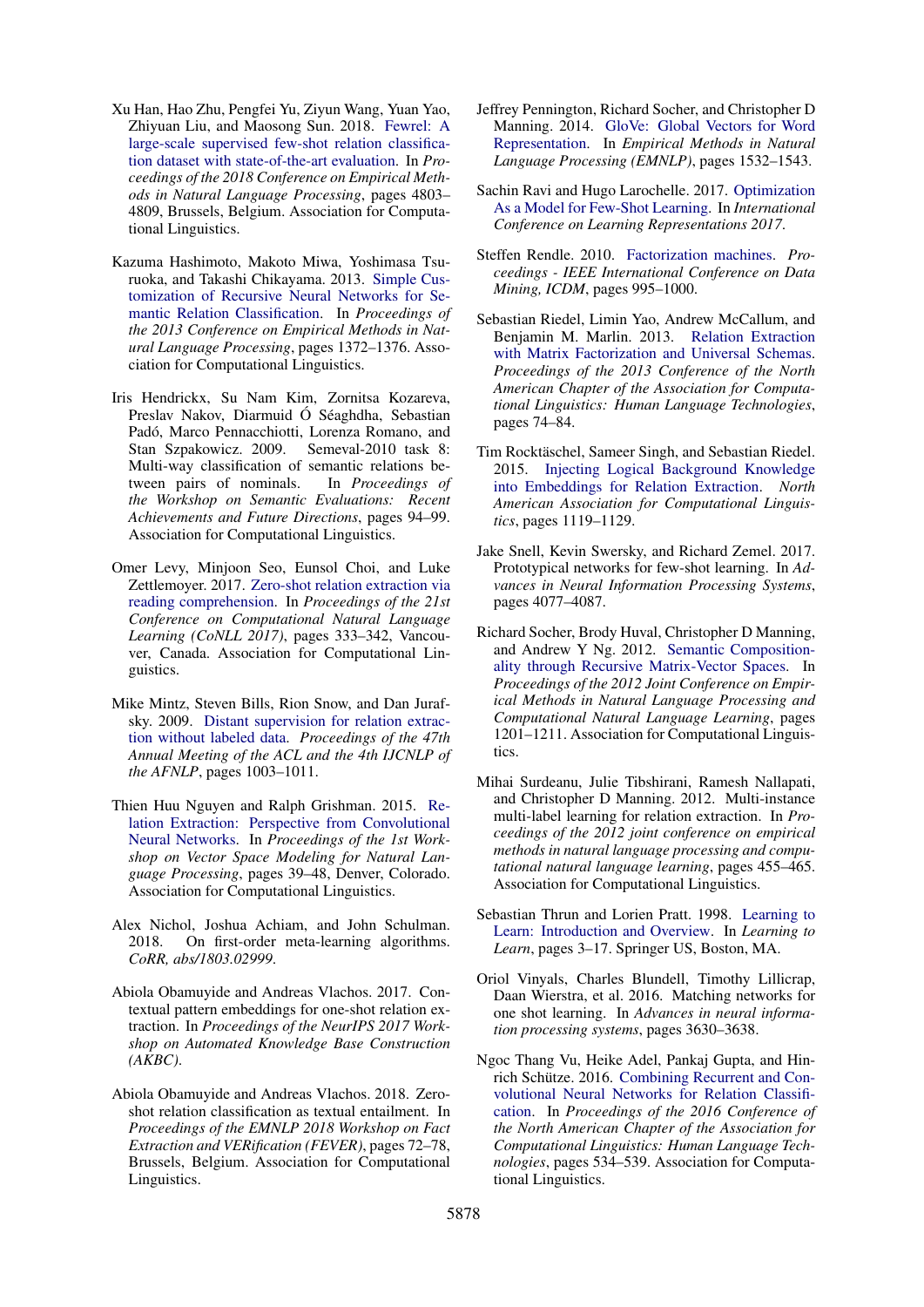Xu Han, Hao Zhu, Pengfei Yu, Ziyun Wang, Yuan Yao, Zhiyuan Liu, and Maosong Sun. 2018. Fewrel: A large-scale supervised few-shot relation classification dataset with state-of-the-art evaluation. In *Proceedings of the 2018 Conference on Empirical Methods in Natural Language Processing*, pages 4803–4809, Brussels, Belgium. Association for Computational Linguistics.

Kazuma Hashimoto, Makoto Miwa, Yoshimasa Tsuruoka, and Takashi Chikayama. 2013. Simple Customization of Recursive Neural Networks for Semantic Relation Classification. In *Proceedings of the 2013 Conference on Empirical Methods in Natural Language Processing*, pages 1372–1376. Association for Computational Linguistics.

Iris Hendrickx, Su Nam Kim, Zornitsa Kozareva, Preslav Nakov, Diarmuid Ó Séaghdha, Sebastian Padó, Marco Pennacchiotti, Lorenza Romano, and Stan Szpakowicz. 2009. Semeval-2010 task 8: Multi-way classification of semantic relations between pairs of nominals. In *Proceedings of the Workshop on Semantic Evaluations: Recent Achievements and Future Directions*, pages 94–99. Association for Computational Linguistics.

Omer Levy, Minjoon Seo, Eunsol Choi, and Luke Zettlemoyer. 2017. Zero-shot relation extraction via reading comprehension. In *Proceedings of the 21st Conference on Computational Natural Language Learning (CoNLL 2017)*, pages 333–342, Vancouver, Canada. Association for Computational Linguistics.

Mike Mintz, Steven Bills, Rion Snow, and Dan Jurafsky. 2009. Distant supervision for relation extraction without labeled data. *Proceedings of the 47th Annual Meeting of the ACL and the 4th IJCNLP of the AFNLP*, pages 1003–1011.

Thien Huu Nguyen and Ralph Grishman. 2015. Relation Extraction: Perspective from Convolutional Neural Networks. In *Proceedings of the 1st Workshop on Vector Space Modeling for Natural Language Processing*, pages 39–48, Denver, Colorado. Association for Computational Linguistics.

Alex Nichol, Joshua Achiam, and John Schulman. 2018. On first-order meta-learning algorithms. *CoRR, abs/1803.02999*.

Abiola Obamuyide and Andreas Vlachos. 2017. Contextual pattern embeddings for one-shot relation extraction. In *Proceedings of the NeurIPS 2017 Workshop on Automated Knowledge Base Construction (AKBC)*.

Abiola Obamuyide and Andreas Vlachos. 2018. Zero-shot relation classification as textual entailment. In *Proceedings of the EMNLP 2018 Workshop on Fact Extraction and VERification (FEVER)*, pages 72–78, Brussels, Belgium. Association for Computational Linguistics.

Jeffrey Pennington, Richard Socher, and Christopher D Manning. 2014. GloVe: Global Vectors for Word Representation. In *Empirical Methods in Natural Language Processing (EMNLP)*, pages 1532–1543.

Sachin Ravi and Hugo Larochelle. 2017. Optimization As a Model for Few-Shot Learning. In *International Conference on Learning Representations 2017*.

Steffen Rendle. 2010. Factorization machines. *Proceedings - IEEE International Conference on Data Mining, ICDM*, pages 995–1000.

Sebastian Riedel, Limin Yao, Andrew McCallum, and Benjamin M. Marlin. 2013. Relation Extraction with Matrix Factorization and Universal Schemas. *Proceedings of the 2013 Conference of the North American Chapter of the Association for Computational Linguistics: Human Language Technologies*, pages 74–84.

Tim Rocktäschel, Sameer Singh, and Sebastian Riedel. 2015. Injecting Logical Background Knowledge into Embeddings for Relation Extraction. *North American Association for Computational Linguistics*, pages 1119–1129.

Jake Snell, Kevin Swersky, and Richard Zemel. 2017. Prototypical networks for few-shot learning. In *Advances in Neural Information Processing Systems*, pages 4077–4087.

Richard Socher, Brody Huval, Christopher D Manning, and Andrew Y Ng. 2012. Semantic Compositionality through Recursive Matrix-Vector Spaces. In *Proceedings of the 2012 Joint Conference on Empirical Methods in Natural Language Processing and Computational Natural Language Learning*, pages 1201–1211. Association for Computational Linguistics.

Mihai Surdeanu, Julie Tibshirani, Ramesh Nallapati, and Christopher D Manning. 2012. Multi-instance multi-label learning for relation extraction. In *Proceedings of the 2012 joint conference on empirical methods in natural language processing and computational natural language learning*, pages 455–465. Association for Computational Linguistics.

Sebastian Thrun and Lorien Pratt. 1998. Learning to Learn: Introduction and Overview. In *Learning to Learn*, pages 3–17. Springer US, Boston, MA.

Oriol Vinyals, Charles Blundell, Timothy Lillicrap, Daan Wierstra, et al. 2016. Matching networks for one shot learning. In *Advances in neural information processing systems*, pages 3630–3638.

Ngoc Thang Vu, Heike Adel, Pankaj Gupta, and Hinrich Schütze. 2016. Combining Recurrent and Convolutional Neural Networks for Relation Classification. In *Proceedings of the 2016 Conference of the North American Chapter of the Association for Computational Linguistics: Human Language Technologies*, pages 534–539. Association for Computational Linguistics.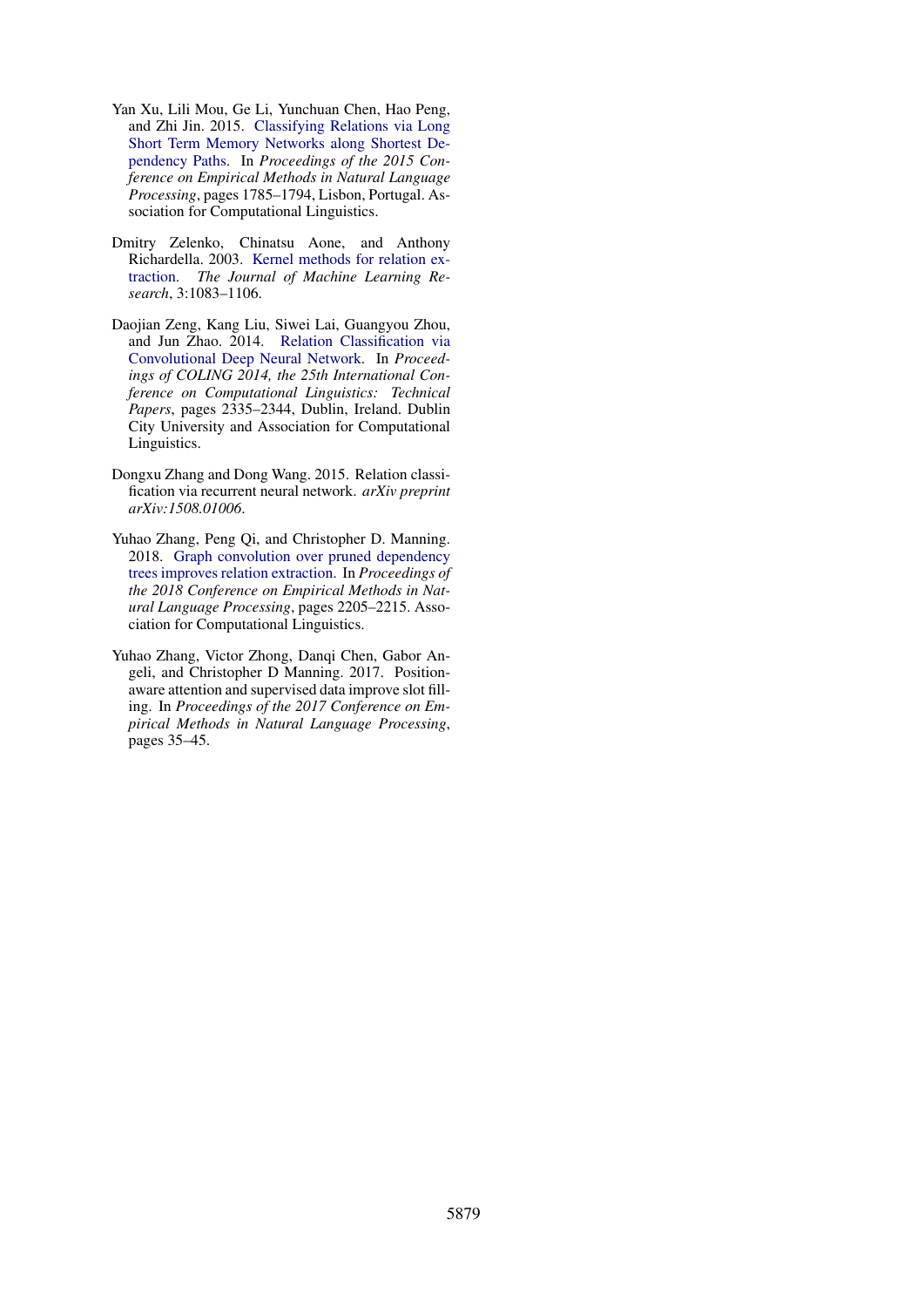Yan Xu, Lili Mou, Ge Li, Yunchuan Chen, Hao Peng, and Zhi Jin. 2015. Classifying Relations via Long Short Term Memory Networks along Shortest Dependency Paths. In *Proceedings of the 2015 Conference on Empirical Methods in Natural Language Processing*, pages 1785–1794, Lisbon, Portugal. Association for Computational Linguistics.

Dmitry Zelenko, Chinatsu Aone, and Anthony Richardella. 2003. Kernel methods for relation extraction. *The Journal of Machine Learning Research*, 3:1083–1106.

Daojian Zeng, Kang Liu, Siwei Lai, Guangyou Zhou, and Jun Zhao. 2014. Relation Classification via Convolutional Deep Neural Network. In *Proceedings of COLING 2014, the 25th International Conference on Computational Linguistics: Technical Papers*, pages 2335–2344, Dublin, Ireland. Dublin City University and Association for Computational Linguistics.

Dongxu Zhang and Dong Wang. 2015. Relation classification via recurrent neural network. *arXiv preprint arXiv:1508.01006*.

Yuhao Zhang, Peng Qi, and Christopher D. Manning. 2018. Graph convolution over pruned dependency trees improves relation extraction. In *Proceedings of the 2018 Conference on Empirical Methods in Natural Language Processing*, pages 2205–2215. Association for Computational Linguistics.

Yuhao Zhang, Victor Zhong, Danqi Chen, Gabor Angeli, and Christopher D Manning. 2017. Position-aware attention and supervised data improve slot filling. In *Proceedings of the 2017 Conference on Empirical Methods in Natural Language Processing*, pages 35–45.